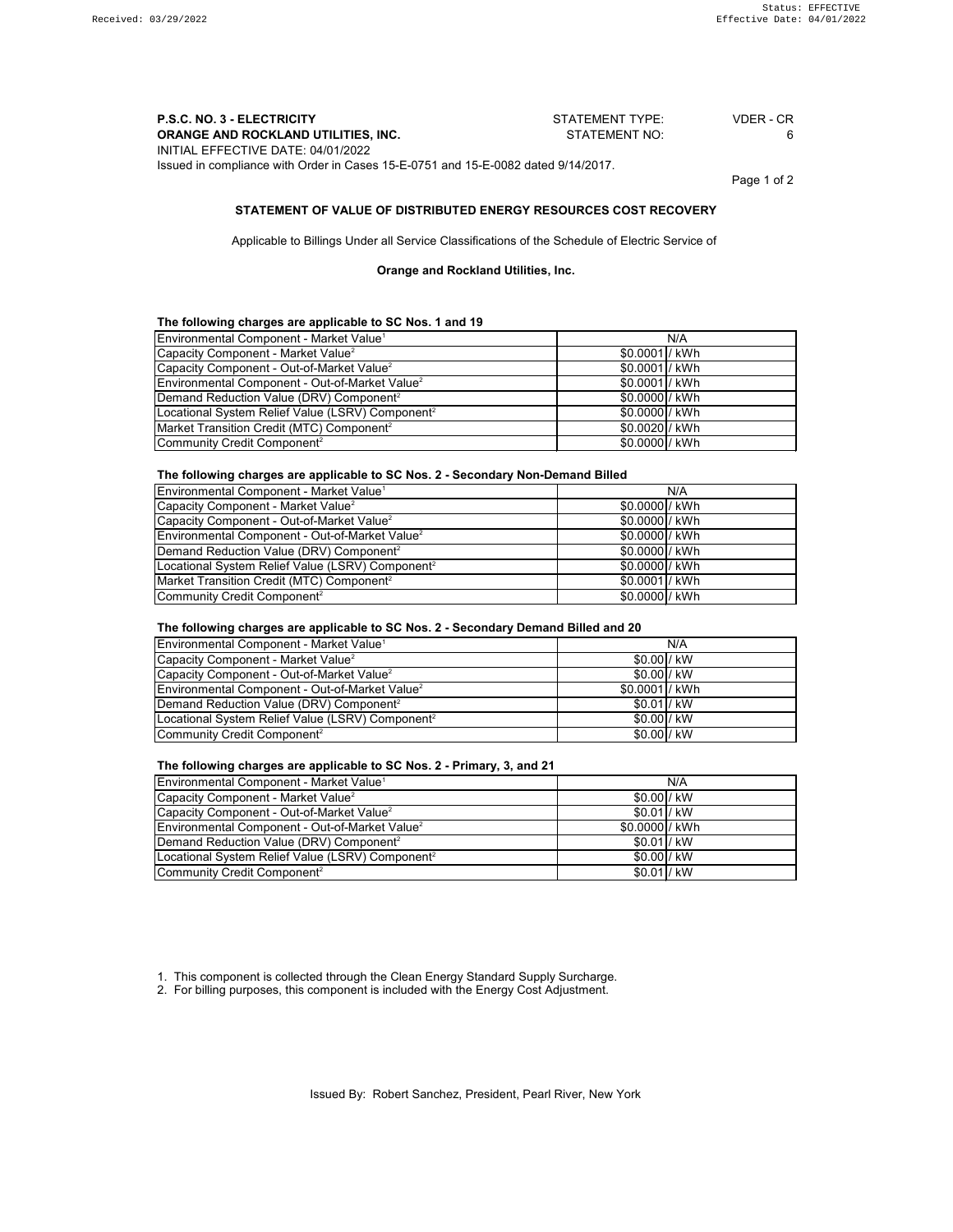Received: 03/29/2022

Status: EFFECTIVE
Effective Date: 04/01/2022

**P.S.C. NO. 3 - ELECTRICITY**
**ORANGE AND ROCKLAND UTILITIES, INC.**
INITIAL EFFECTIVE DATE: 04/01/2022
Issued in compliance with Order in Cases 15-E-0751 and 15-E-0082 dated 9/14/2017.

STATEMENT TYPE: VDER - CR
STATEMENT NO: 6

## STATEMENT OF VALUE OF DISTRIBUTED ENERGY RESOURCES COST RECOVERY

Applicable to Billings Under all Service Classifications of the Schedule of Electric Service of

**Orange and Rockland Utilities, Inc.**

**The following charges are applicable to SC Nos. 1 and 19**

| Component | Charge | Unit |
|---|---|---|
| Environmental Component - Market Value[1] | N/A | |
| Capacity Component - Market Value[2] | $0.0001 | / kWh |
| Capacity Component - Out-of-Market Value[2] | $0.0001 | / kWh |
| Environmental Component - Out-of-Market Value[2] | $0.0001 | / kWh |
| Demand Reduction Value (DRV) Component[2] | $0.0000 | / kWh |
| Locational System Relief Value (LSRV) Component[2] | $0.0000 | / kWh |
| Market Transition Credit (MTC) Component[2] | $0.0020 | / kWh |
| Community Credit Component[2] | $0.0000 | / kWh |

**The following charges are applicable to SC Nos. 2 - Secondary Non-Demand Billed**

| Component | Charge | Unit |
|---|---|---|
| Environmental Component - Market Value[1] | N/A | |
| Capacity Component - Market Value[2] | $0.0000 | / kWh |
| Capacity Component - Out-of-Market Value[2] | $0.0000 | / kWh |
| Environmental Component - Out-of-Market Value[2] | $0.0000 | / kWh |
| Demand Reduction Value (DRV) Component[2] | $0.0000 | / kWh |
| Locational System Relief Value (LSRV) Component[2] | $0.0000 | / kWh |
| Market Transition Credit (MTC) Component[2] | $0.0001 | / kWh |
| Community Credit Component[2] | $0.0000 | / kWh |

**The following charges are applicable to SC Nos. 2 - Secondary Demand Billed and 20**

| Component | Charge | Unit |
|---|---|---|
| Environmental Component - Market Value[1] | N/A | |
| Capacity Component - Market Value[2] | $0.00 | / kW |
| Capacity Component - Out-of-Market Value[2] | $0.00 | / kW |
| Environmental Component - Out-of-Market Value[2] | $0.0001 | / kWh |
| Demand Reduction Value (DRV) Component[2] | $0.01 | / kW |
| Locational System Relief Value (LSRV) Component[2] | $0.00 | / kW |
| Community Credit Component[2] | $0.00 | / kW |

**The following charges are applicable to SC Nos. 2 - Primary, 3, and 21**

| Component | Charge | Unit |
|---|---|---|
| Environmental Component - Market Value[1] | N/A | |
| Capacity Component - Market Value[2] | $0.00 | / kW |
| Capacity Component - Out-of-Market Value[2] | $0.01 | / kW |
| Environmental Component - Out-of-Market Value[2] | $0.0000 | / kWh |
| Demand Reduction Value (DRV) Component[2] | $0.01 | / kW |
| Locational System Relief Value (LSRV) Component[2] | $0.00 | / kW |
| Community Credit Component[2] | $0.01 | / kW |

1. This component is collected through the Clean Energy Standard Supply Surcharge.
2. For billing purposes, this component is included with the Energy Cost Adjustment.

Issued By: Robert Sanchez, President, Pearl River, New York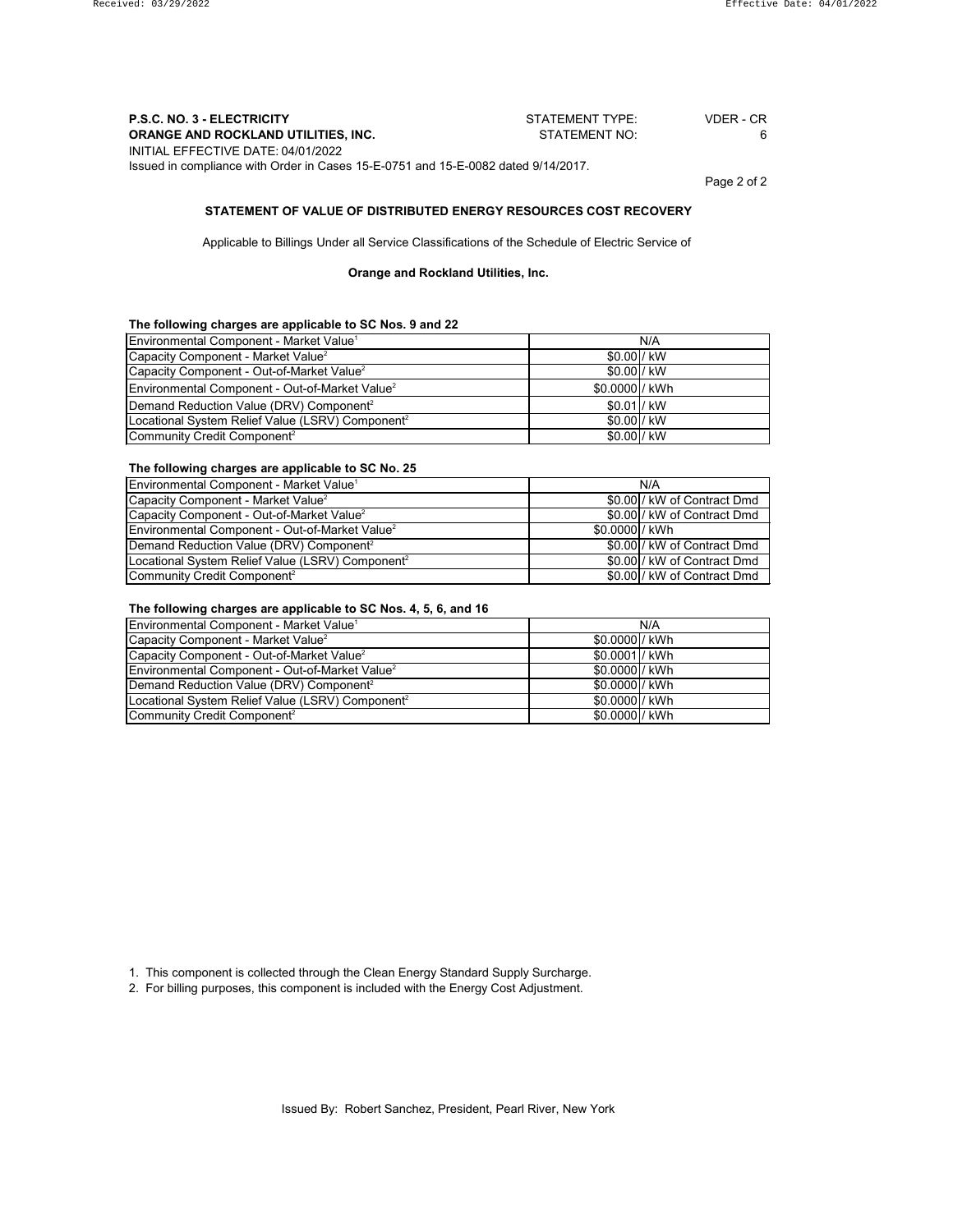**P.S.C. NO. 3 - ELECTRICITY**
**ORANGE AND ROCKLAND UTILITIES, INC.**
INITIAL EFFECTIVE DATE: 04/01/2022
Issued in compliance with Order in Cases 15-E-0751 and 15-E-0082 dated 9/14/2017.

STATEMENT TYPE: VDER - CR
STATEMENT NO: 6

## STATEMENT OF VALUE OF DISTRIBUTED ENERGY RESOURCES COST RECOVERY

Applicable to Billings Under all Service Classifications of the Schedule of Electric Service of

**Orange and Rockland Utilities, Inc.**

**The following charges are applicable to SC Nos. 9 and 22**

| | | |
|---|---|---|
| Environmental Component - Market Value[1] | N/A | |
| Capacity Component - Market Value[2] | $0.00 | / kW |
| Capacity Component - Out-of-Market Value[2] | $0.00 | / kW |
| Environmental Component - Out-of-Market Value[2] | $0.0000 | / kWh |
| Demand Reduction Value (DRV) Component[2] | $0.01 | / kW |
| Locational System Relief Value (LSRV) Component[2] | $0.00 | / kW |
| Community Credit Component[2] | $0.00 | / kW |

**The following charges are applicable to SC No. 25**

| | | |
|---|---|---|
| Environmental Component - Market Value[1] | N/A | |
| Capacity Component - Market Value[2] | $0.00 | / kW of Contract Dmd |
| Capacity Component - Out-of-Market Value[2] | $0.00 | / kW of Contract Dmd |
| Environmental Component - Out-of-Market Value[2] | $0.0000 | / kWh |
| Demand Reduction Value (DRV) Component[2] | $0.00 | / kW of Contract Dmd |
| Locational System Relief Value (LSRV) Component[2] | $0.00 | / kW of Contract Dmd |
| Community Credit Component[2] | $0.00 | / kW of Contract Dmd |

**The following charges are applicable to SC Nos. 4, 5, 6, and 16**

| | | |
|---|---|---|
| Environmental Component - Market Value[1] | N/A | |
| Capacity Component - Market Value[2] | $0.0000 | / kWh |
| Capacity Component - Out-of-Market Value[2] | $0.0001 | / kWh |
| Environmental Component - Out-of-Market Value[2] | $0.0000 | / kWh |
| Demand Reduction Value (DRV) Component[2] | $0.0000 | / kWh |
| Locational System Relief Value (LSRV) Component[2] | $0.0000 | / kWh |
| Community Credit Component[2] | $0.0000 | / kWh |

1. This component is collected through the Clean Energy Standard Supply Surcharge.
2. For billing purposes, this component is included with the Energy Cost Adjustment.

Issued By: Robert Sanchez, President, Pearl River, New York